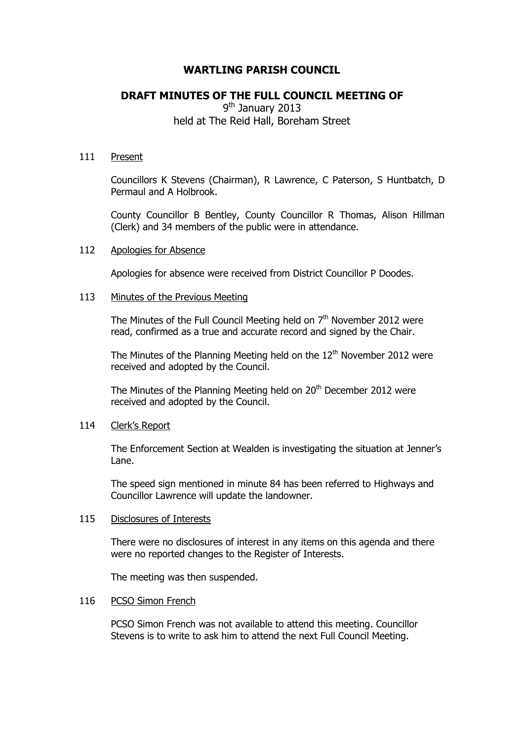# WARTLING PARISH COUNCIL

## DRAFT MINUTES OF THE FULL COUNCIL MEETING OF

9th January 2013
held at The Reid Hall, Boreham Street

111 Present

Councillors K Stevens (Chairman), R Lawrence, C Paterson, S Huntbatch, D Permaul and A Holbrook.

County Councillor B Bentley, County Councillor R Thomas, Alison Hillman (Clerk) and 34 members of the public were in attendance.

112 Apologies for Absence

Apologies for absence were received from District Councillor P Doodes.

113 Minutes of the Previous Meeting

The Minutes of the Full Council Meeting held on 7th November 2012 were read, confirmed as a true and accurate record and signed by the Chair.

The Minutes of the Planning Meeting held on the 12th November 2012 were received and adopted by the Council.

The Minutes of the Planning Meeting held on 20th December 2012 were received and adopted by the Council.

114 Clerk's Report

The Enforcement Section at Wealden is investigating the situation at Jenner's Lane.

The speed sign mentioned in minute 84 has been referred to Highways and Councillor Lawrence will update the landowner.

115 Disclosures of Interests

There were no disclosures of interest in any items on this agenda and there were no reported changes to the Register of Interests.

The meeting was then suspended.

116 PCSO Simon French

PCSO Simon French was not available to attend this meeting. Councillor Stevens is to write to ask him to attend the next Full Council Meeting.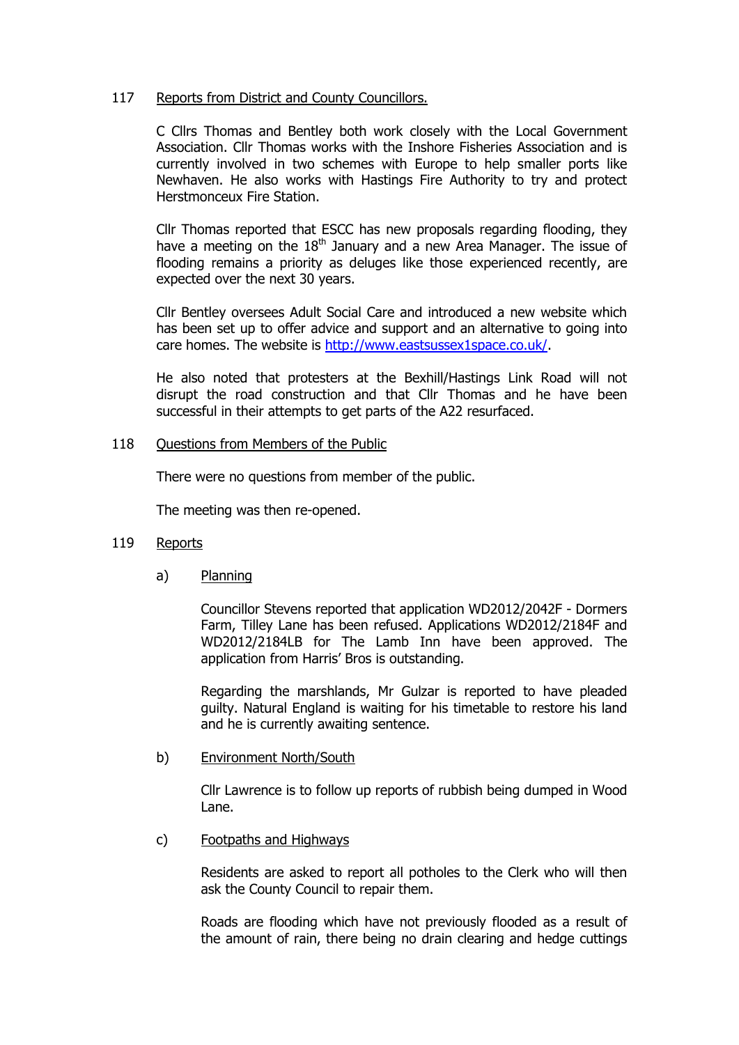117 Reports from District and County Councillors.

C Cllrs Thomas and Bentley both work closely with the Local Government Association. Cllr Thomas works with the Inshore Fisheries Association and is currently involved in two schemes with Europe to help smaller ports like Newhaven. He also works with Hastings Fire Authority to try and protect Herstmonceux Fire Station.

Cllr Thomas reported that ESCC has new proposals regarding flooding, they have a meeting on the 18th January and a new Area Manager. The issue of flooding remains a priority as deluges like those experienced recently, are expected over the next 30 years.

Cllr Bentley oversees Adult Social Care and introduced a new website which has been set up to offer advice and support and an alternative to going into care homes. The website is [http://www.eastsussex1space.co.uk/](http://www.eastsussex1space.co.uk/).

He also noted that protesters at the Bexhill/Hastings Link Road will not disrupt the road construction and that Cllr Thomas and he have been successful in their attempts to get parts of the A22 resurfaced.

118 Questions from Members of the Public

There were no questions from member of the public.

The meeting was then re-opened.

119 Reports

a) Planning

Councillor Stevens reported that application WD2012/2042F - Dormers Farm, Tilley Lane has been refused. Applications WD2012/2184F and WD2012/2184LB for The Lamb Inn have been approved. The application from Harris' Bros is outstanding.

Regarding the marshlands, Mr Gulzar is reported to have pleaded guilty. Natural England is waiting for his timetable to restore his land and he is currently awaiting sentence.

b) Environment North/South

Cllr Lawrence is to follow up reports of rubbish being dumped in Wood Lane.

c) Footpaths and Highways

Residents are asked to report all potholes to the Clerk who will then ask the County Council to repair them.

Roads are flooding which have not previously flooded as a result of the amount of rain, there being no drain clearing and hedge cuttings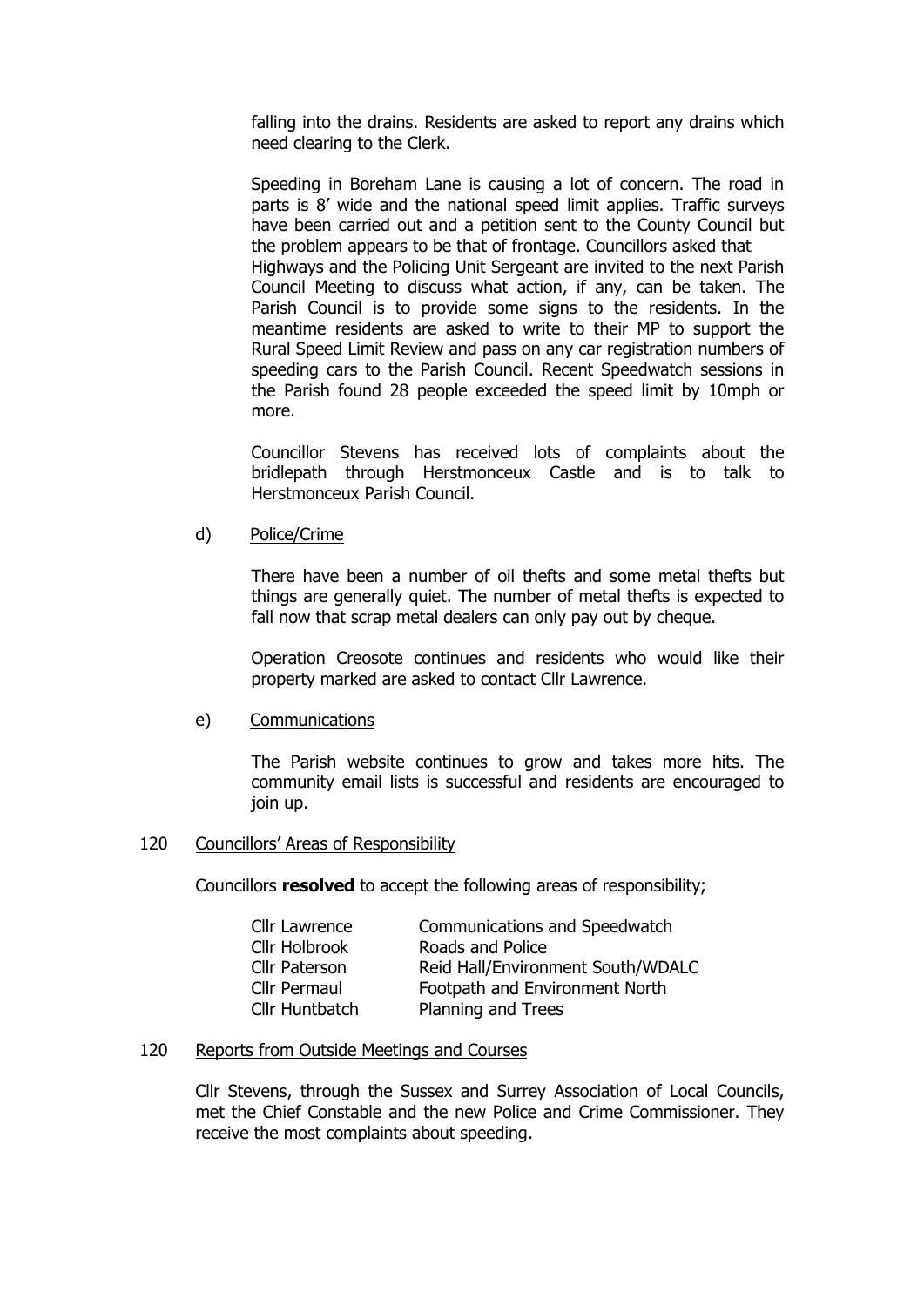falling into the drains. Residents are asked to report any drains which need clearing to the Clerk.

Speeding in Boreham Lane is causing a lot of concern. The road in parts is 8' wide and the national speed limit applies. Traffic surveys have been carried out and a petition sent to the County Council but the problem appears to be that of frontage. Councillors asked that Highways and the Policing Unit Sergeant are invited to the next Parish Council Meeting to discuss what action, if any, can be taken. The Parish Council is to provide some signs to the residents. In the meantime residents are asked to write to their MP to support the Rural Speed Limit Review and pass on any car registration numbers of speeding cars to the Parish Council. Recent Speedwatch sessions in the Parish found 28 people exceeded the speed limit by 10mph or more.

Councillor Stevens has received lots of complaints about the bridlepath through Herstmonceux Castle and is to talk to Herstmonceux Parish Council.

d) Police/Crime

There have been a number of oil thefts and some metal thefts but things are generally quiet. The number of metal thefts is expected to fall now that scrap metal dealers can only pay out by cheque.

Operation Creosote continues and residents who would like their property marked are asked to contact Cllr Lawrence.

e) Communications

The Parish website continues to grow and takes more hits. The community email lists is successful and residents are encouraged to join up.

120 Councillors' Areas of Responsibility

Councillors **resolved** to accept the following areas of responsibility;

| | |
|---|---|
| Cllr Lawrence | Communications and Speedwatch |
| Cllr Holbrook | Roads and Police |
| Cllr Paterson | Reid Hall/Environment South/WDALC |
| Cllr Permaul | Footpath and Environment North |
| Cllr Huntbatch | Planning and Trees |

120 Reports from Outside Meetings and Courses

Cllr Stevens, through the Sussex and Surrey Association of Local Councils, met the Chief Constable and the new Police and Crime Commissioner. They receive the most complaints about speeding.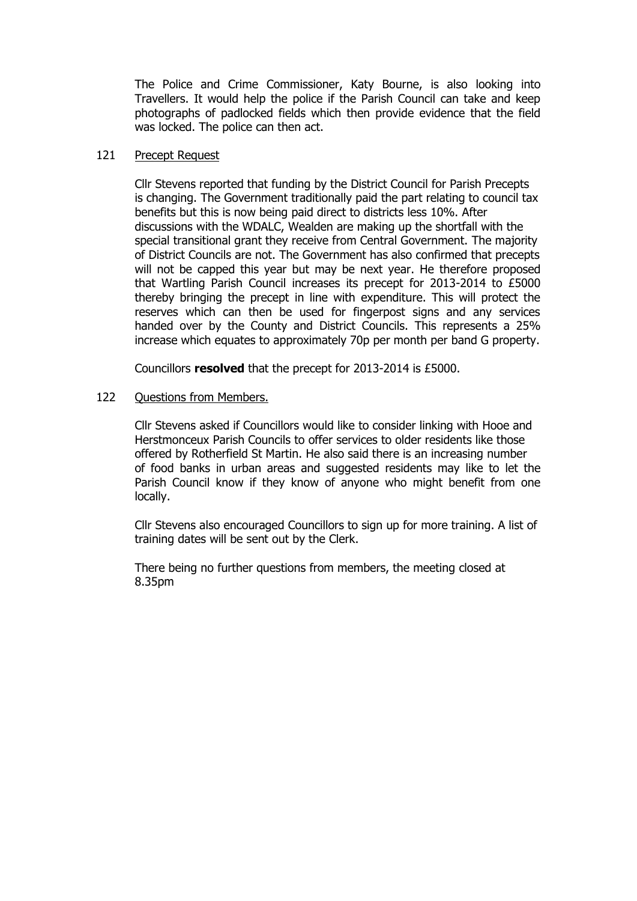The Police and Crime Commissioner, Katy Bourne, is also looking into Travellers. It would help the police if the Parish Council can take and keep photographs of padlocked fields which then provide evidence that the field was locked. The police can then act.

121 Precept Request

Cllr Stevens reported that funding by the District Council for Parish Precepts is changing. The Government traditionally paid the part relating to council tax benefits but this is now being paid direct to districts less 10%. After discussions with the WDALC, Wealden are making up the shortfall with the special transitional grant they receive from Central Government. The majority of District Councils are not. The Government has also confirmed that precepts will not be capped this year but may be next year. He therefore proposed that Wartling Parish Council increases its precept for 2013-2014 to £5000 thereby bringing the precept in line with expenditure. This will protect the reserves which can then be used for fingerpost signs and any services handed over by the County and District Councils. This represents a 25% increase which equates to approximately 70p per month per band G property.

Councillors **resolved** that the precept for 2013-2014 is £5000.

122 Questions from Members.

Cllr Stevens asked if Councillors would like to consider linking with Hooe and Herstmonceux Parish Councils to offer services to older residents like those offered by Rotherfield St Martin. He also said there is an increasing number of food banks in urban areas and suggested residents may like to let the Parish Council know if they know of anyone who might benefit from one locally.

Cllr Stevens also encouraged Councillors to sign up for more training. A list of training dates will be sent out by the Clerk.

There being no further questions from members, the meeting closed at 8.35pm